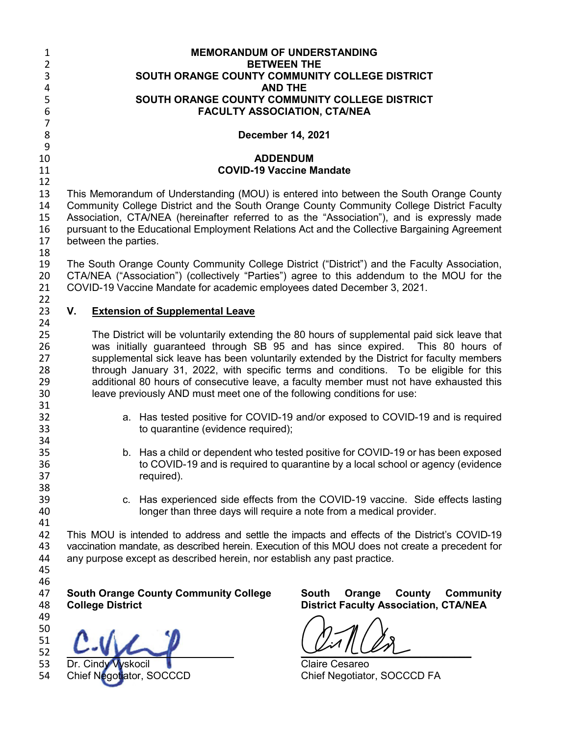**MEMORANDUM OF UNDERSTANDING**
**BETWEEN THE**
**SOUTH ORANGE COUNTY COMMUNITY COLLEGE DISTRICT**
**AND THE**
**SOUTH ORANGE COUNTY COMMUNITY COLLEGE DISTRICT**
**FACULTY ASSOCIATION, CTA/NEA**

**December 14, 2021**

**ADDENDUM**
**COVID-19 Vaccine Mandate**

This Memorandum of Understanding (MOU) is entered into between the South Orange County Community College District and the South Orange County Community College District Faculty Association, CTA/NEA (hereinafter referred to as the "Association"), and is expressly made pursuant to the Educational Employment Relations Act and the Collective Bargaining Agreement between the parties.

The South Orange County Community College District ("District") and the Faculty Association, CTA/NEA ("Association") (collectively "Parties") agree to this addendum to the MOU for the COVID-19 Vaccine Mandate for academic employees dated December 3, 2021.

## V. <u>Extension of Supplemental Leave</u>

The District will be voluntarily extending the 80 hours of supplemental paid sick leave that was initially guaranteed through SB 95 and has since expired. This 80 hours of supplemental sick leave has been voluntarily extended by the District for faculty members through January 31, 2022, with specific terms and conditions. To be eligible for this additional 80 hours of consecutive leave, a faculty member must not have exhausted this leave previously AND must meet one of the following conditions for use:

a. Has tested positive for COVID-19 and/or exposed to COVID-19 and is required to quarantine (evidence required);

b. Has a child or dependent who tested positive for COVID-19 or has been exposed to COVID-19 and is required to quarantine by a local school or agency (evidence required).

c. Has experienced side effects from the COVID-19 vaccine. Side effects lasting longer than three days will require a note from a medical provider.

This MOU is intended to address and settle the impacts and effects of the District's COVID-19 vaccination mandate, as described herein. Execution of this MOU does not create a precedent for any purpose except as described herein, nor establish any past practice.

**South Orange County Community College College District**

Dr. Cindy Vyskocil
Chief Negotiator, SOCCCD

**South Orange County Community District Faculty Association, CTA/NEA**

Claire Cesareo
Chief Negotiator, SOCCCD FA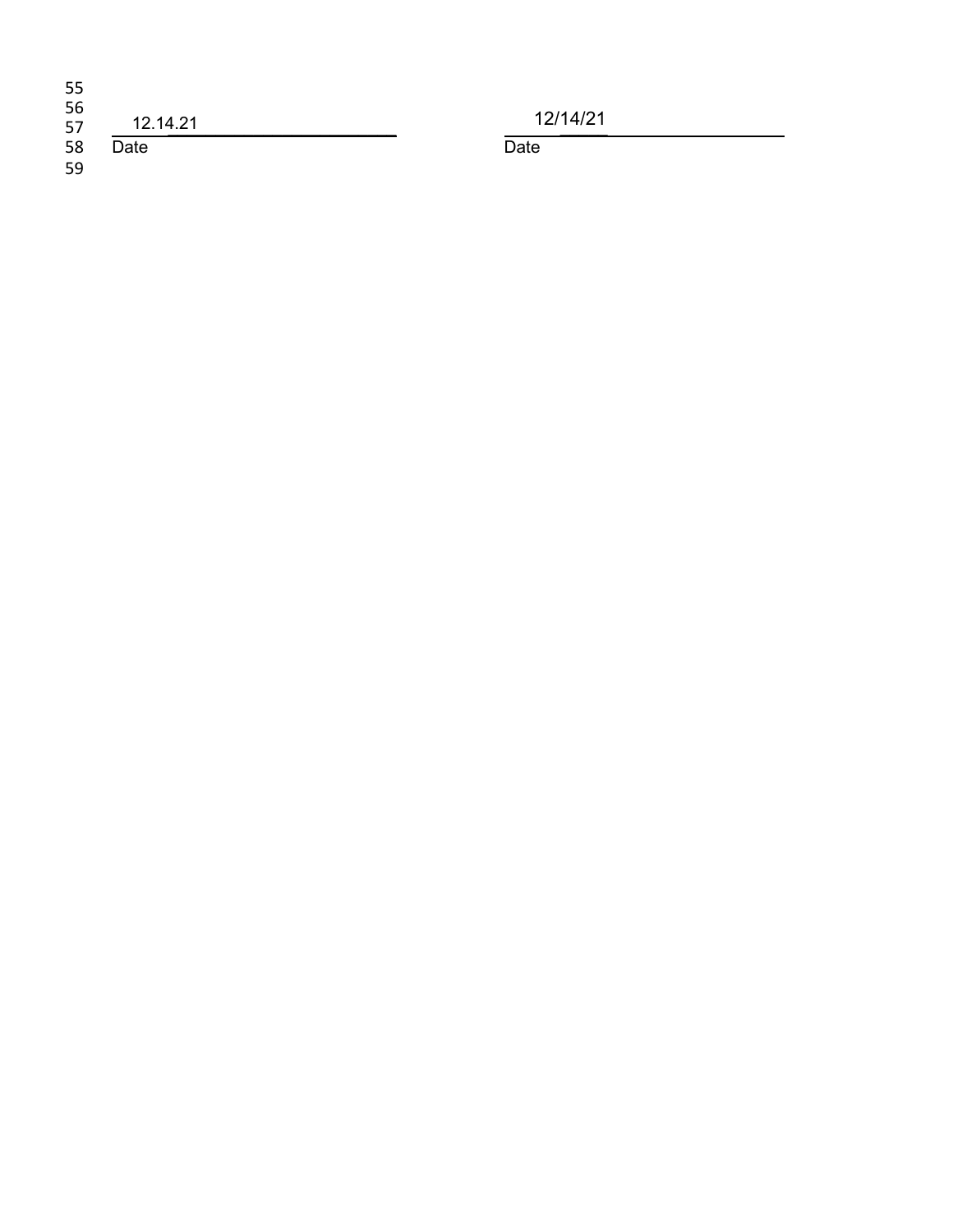55

56

57 12.14.21 &nbsp;&nbsp;&nbsp;&nbsp;&nbsp;&nbsp;&nbsp;&nbsp;&nbsp;&nbsp;&nbsp;&nbsp;&nbsp;&nbsp;&nbsp;&nbsp;&nbsp;&nbsp;&nbsp;&nbsp; 12/14/21

58 Date &nbsp;&nbsp;&nbsp;&nbsp;&nbsp;&nbsp;&nbsp;&nbsp;&nbsp;&nbsp;&nbsp;&nbsp;&nbsp;&nbsp;&nbsp;&nbsp;&nbsp;&nbsp;&nbsp;&nbsp;&nbsp;&nbsp;&nbsp;&nbsp; Date

59